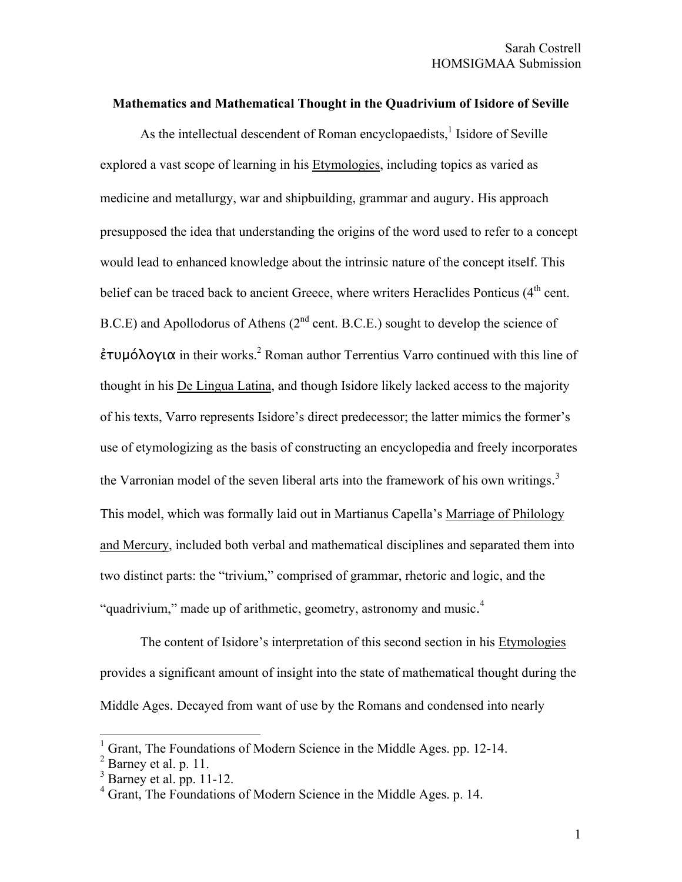Sarah Costrell
HOMSIGMAA Submission

**Mathematics and Mathematical Thought in the Quadrivium of Isidore of Seville**

As the intellectual descendent of Roman encyclopaedists,[1] Isidore of Seville explored a vast scope of learning in his Etymologies, including topics as varied as medicine and metallurgy, war and shipbuilding, grammar and augury. His approach presupposed the idea that understanding the origins of the word used to refer to a concept would lead to enhanced knowledge about the intrinsic nature of the concept itself. This belief can be traced back to ancient Greece, where writers Heraclides Ponticus (4$^{th}$ cent. B.C.E) and Apollodorus of Athens (2$^{nd}$ cent. B.C.E.) sought to develop the science of ἐτυμόλογια in their works.[2] Roman author Terrentius Varro continued with this line of thought in his De Lingua Latina, and though Isidore likely lacked access to the majority of his texts, Varro represents Isidore's direct predecessor; the latter mimics the former's use of etymologizing as the basis of constructing an encyclopedia and freely incorporates the Varronian model of the seven liberal arts into the framework of his own writings.[3] This model, which was formally laid out in Martianus Capella's Marriage of Philology and Mercury, included both verbal and mathematical disciplines and separated them into two distinct parts: the "trivium," comprised of grammar, rhetoric and logic, and the "quadrivium," made up of arithmetic, geometry, astronomy and music.[4]

The content of Isidore's interpretation of this second section in his Etymologies provides a significant amount of insight into the state of mathematical thought during the Middle Ages. Decayed from want of use by the Romans and condensed into nearly

[1] Grant, The Foundations of Modern Science in the Middle Ages. pp. 12-14.
[2] Barney et al. p. 11.
[3] Barney et al. pp. 11-12.
[4] Grant, The Foundations of Modern Science in the Middle Ages. p. 14.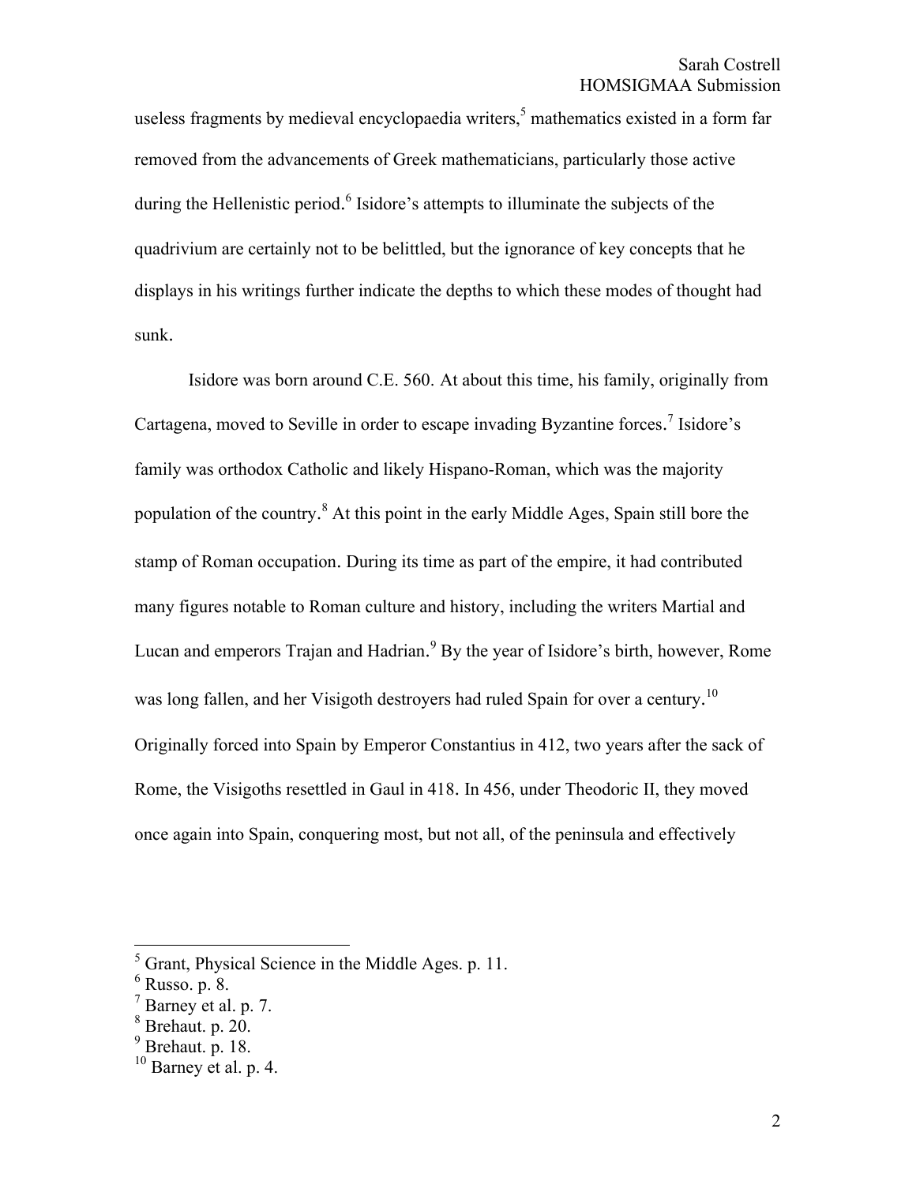useless fragments by medieval encyclopaedia writers,[5] mathematics existed in a form far removed from the advancements of Greek mathematicians, particularly those active during the Hellenistic period.[6] Isidore's attempts to illuminate the subjects of the quadrivium are certainly not to be belittled, but the ignorance of key concepts that he displays in his writings further indicate the depths to which these modes of thought had sunk.

Isidore was born around C.E. 560. At about this time, his family, originally from Cartagena, moved to Seville in order to escape invading Byzantine forces.[7] Isidore's family was orthodox Catholic and likely Hispano-Roman, which was the majority population of the country.[8] At this point in the early Middle Ages, Spain still bore the stamp of Roman occupation. During its time as part of the empire, it had contributed many figures notable to Roman culture and history, including the writers Martial and Lucan and emperors Trajan and Hadrian.[9] By the year of Isidore's birth, however, Rome was long fallen, and her Visigoth destroyers had ruled Spain for over a century.[10] Originally forced into Spain by Emperor Constantius in 412, two years after the sack of Rome, the Visigoths resettled in Gaul in 418. In 456, under Theodoric II, they moved once again into Spain, conquering most, but not all, of the peninsula and effectively

---

[5] Grant, Physical Science in the Middle Ages. p. 11.
[6] Russo. p. 8.
[7] Barney et al. p. 7.
[8] Brehaut. p. 20.
[9] Brehaut. p. 18.
[10] Barney et al. p. 4.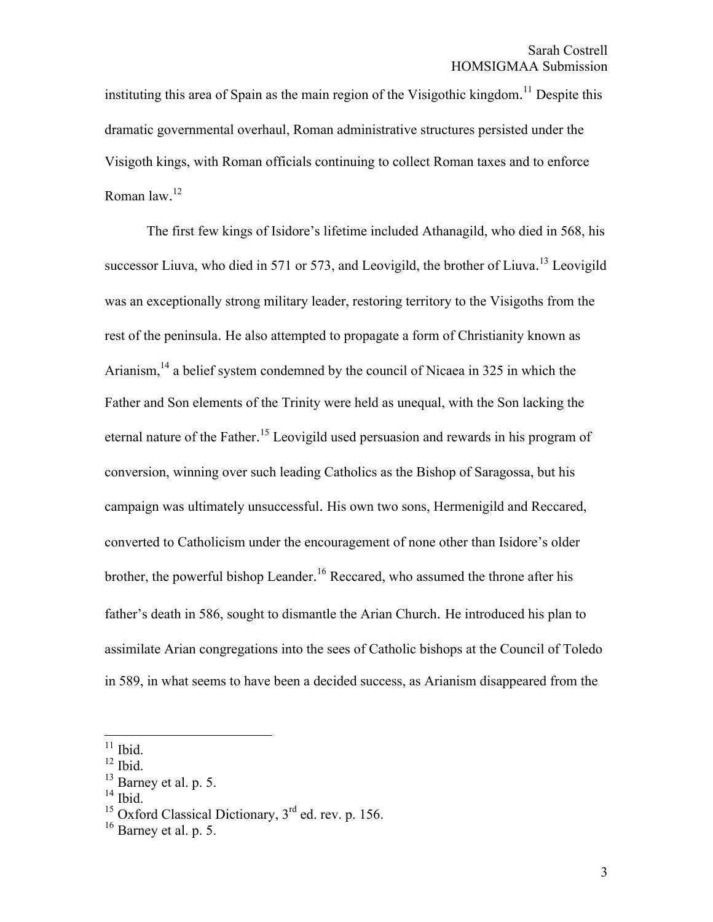instituting this area of Spain as the main region of the Visigothic kingdom.[11] Despite this dramatic governmental overhaul, Roman administrative structures persisted under the Visigoth kings, with Roman officials continuing to collect Roman taxes and to enforce Roman law.[12]

The first few kings of Isidore's lifetime included Athanagild, who died in 568, his successor Liuva, who died in 571 or 573, and Leovigild, the brother of Liuva.[13] Leovigild was an exceptionally strong military leader, restoring territory to the Visigoths from the rest of the peninsula. He also attempted to propagate a form of Christianity known as Arianism,[14] a belief system condemned by the council of Nicaea in 325 in which the Father and Son elements of the Trinity were held as unequal, with the Son lacking the eternal nature of the Father.[15] Leovigild used persuasion and rewards in his program of conversion, winning over such leading Catholics as the Bishop of Saragossa, but his campaign was ultimately unsuccessful. His own two sons, Hermenigild and Reccared, converted to Catholicism under the encouragement of none other than Isidore's older brother, the powerful bishop Leander.[16] Reccared, who assumed the throne after his father's death in 586, sought to dismantle the Arian Church. He introduced his plan to assimilate Arian congregations into the sees of Catholic bishops at the Council of Toledo in 589, in what seems to have been a decided success, as Arianism disappeared from the

---

[11] Ibid.

[12] Ibid.

[13] Barney et al. p. 5.

[14] Ibid.

[15] Oxford Classical Dictionary, 3rd ed. rev. p. 156.

[16] Barney et al. p. 5.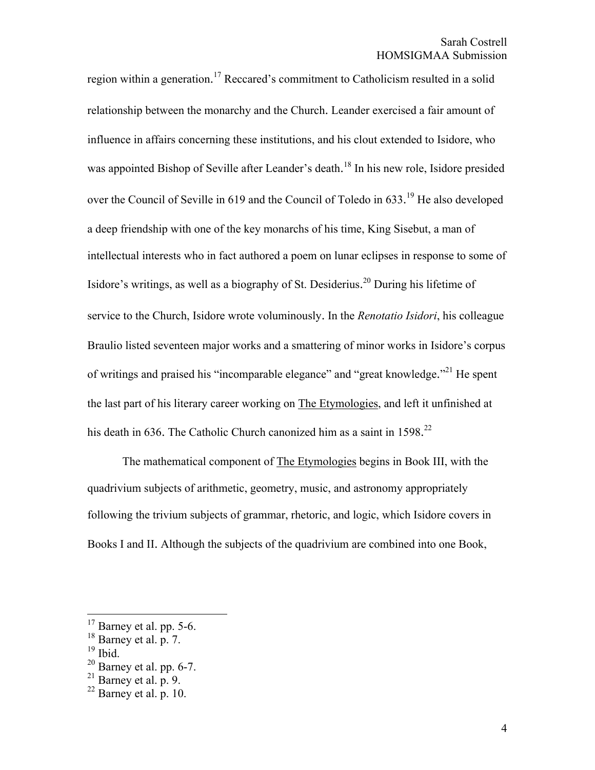region within a generation.[17] Reccared's commitment to Catholicism resulted in a solid relationship between the monarchy and the Church. Leander exercised a fair amount of influence in affairs concerning these institutions, and his clout extended to Isidore, who was appointed Bishop of Seville after Leander's death.[18] In his new role, Isidore presided over the Council of Seville in 619 and the Council of Toledo in 633.[19] He also developed a deep friendship with one of the key monarchs of his time, King Sisebut, a man of intellectual interests who in fact authored a poem on lunar eclipses in response to some of Isidore's writings, as well as a biography of St. Desiderius.[20] During his lifetime of service to the Church, Isidore wrote voluminously. In the *Renotatio Isidori*, his colleague Braulio listed seventeen major works and a smattering of minor works in Isidore's corpus of writings and praised his "incomparable elegance" and "great knowledge."[21] He spent the last part of his literary career working on The Etymologies, and left it unfinished at his death in 636. The Catholic Church canonized him as a saint in 1598.[22]

The mathematical component of The Etymologies begins in Book III, with the quadrivium subjects of arithmetic, geometry, music, and astronomy appropriately following the trivium subjects of grammar, rhetoric, and logic, which Isidore covers in Books I and II. Although the subjects of the quadrivium are combined into one Book,

---

[17] Barney et al. pp. 5-6.
[18] Barney et al. p. 7.
[19] Ibid.
[20] Barney et al. pp. 6-7.
[21] Barney et al. p. 9.
[22] Barney et al. p. 10.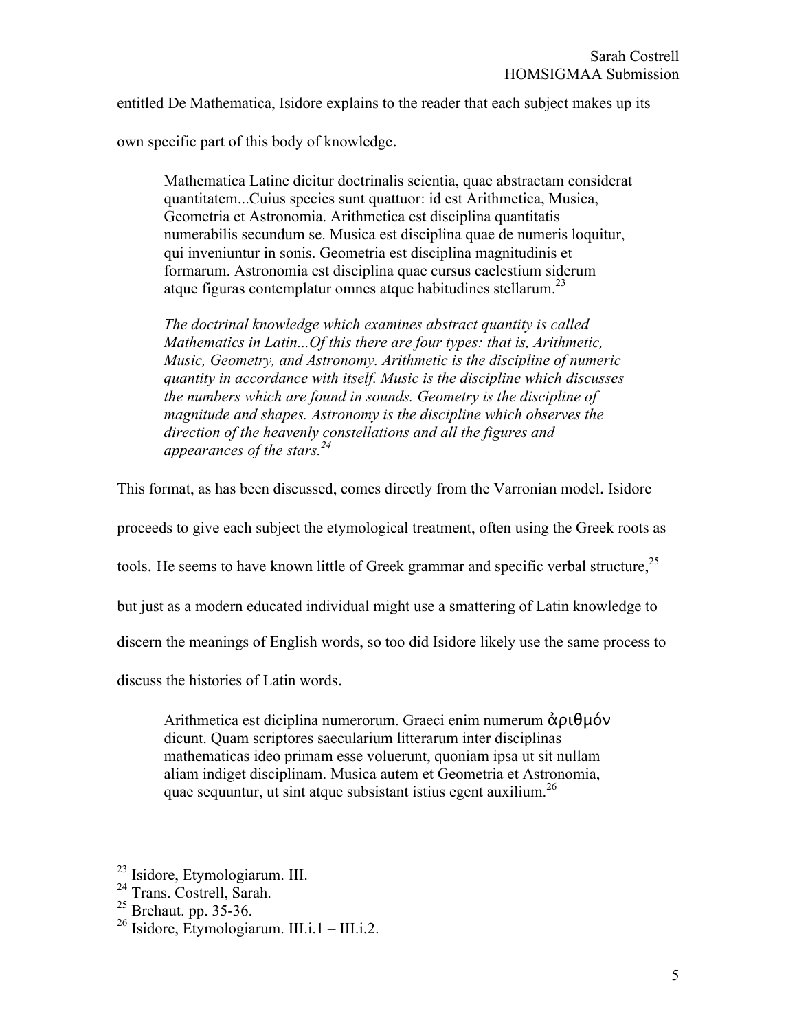entitled De Mathematica, Isidore explains to the reader that each subject makes up its own specific part of this body of knowledge.

> Mathematica Latine dicitur doctrinalis scientia, quae abstractam considerat quantitatem...Cuius species sunt quattuor: id est Arithmetica, Musica, Geometria et Astronomia. Arithmetica est disciplina quantitatis numerabilis secundum se. Musica est disciplina quae de numeris loquitur, qui inveniuntur in sonis. Geometria est disciplina magnitudinis et formarum. Astronomia est disciplina quae cursus caelestium siderum atque figuras contemplatur omnes atque habitudines stellarum.[23]
>
> *The doctrinal knowledge which examines abstract quantity is called Mathematics in Latin...Of this there are four types: that is, Arithmetic, Music, Geometry, and Astronomy. Arithmetic is the discipline of numeric quantity in accordance with itself. Music is the discipline which discusses the numbers which are found in sounds. Geometry is the discipline of magnitude and shapes. Astronomy is the discipline which observes the direction of the heavenly constellations and all the figures and appearances of the stars.*[24]

This format, as has been discussed, comes directly from the Varronian model. Isidore proceeds to give each subject the etymological treatment, often using the Greek roots as tools. He seems to have known little of Greek grammar and specific verbal structure,[25] but just as a modern educated individual might use a smattering of Latin knowledge to discern the meanings of English words, so too did Isidore likely use the same process to discuss the histories of Latin words.

> Arithmetica est diciplina numerorum. Graeci enim numerum ἀριθμόν dicunt. Quam scriptores saecularium litterarum inter disciplinas mathematicas ideo primam esse voluerunt, quoniam ipsa ut sit nullam aliam indiget disciplinam. Musica autem et Geometria et Astronomia, quae sequuntur, ut sint atque subsistant istius egent auxilium.[26]

---

[23] Isidore, Etymologiarum. III.
[24] Trans. Costrell, Sarah.
[25] Brehaut. pp. 35-36.
[26] Isidore, Etymologiarum. III.i.1 – III.i.2.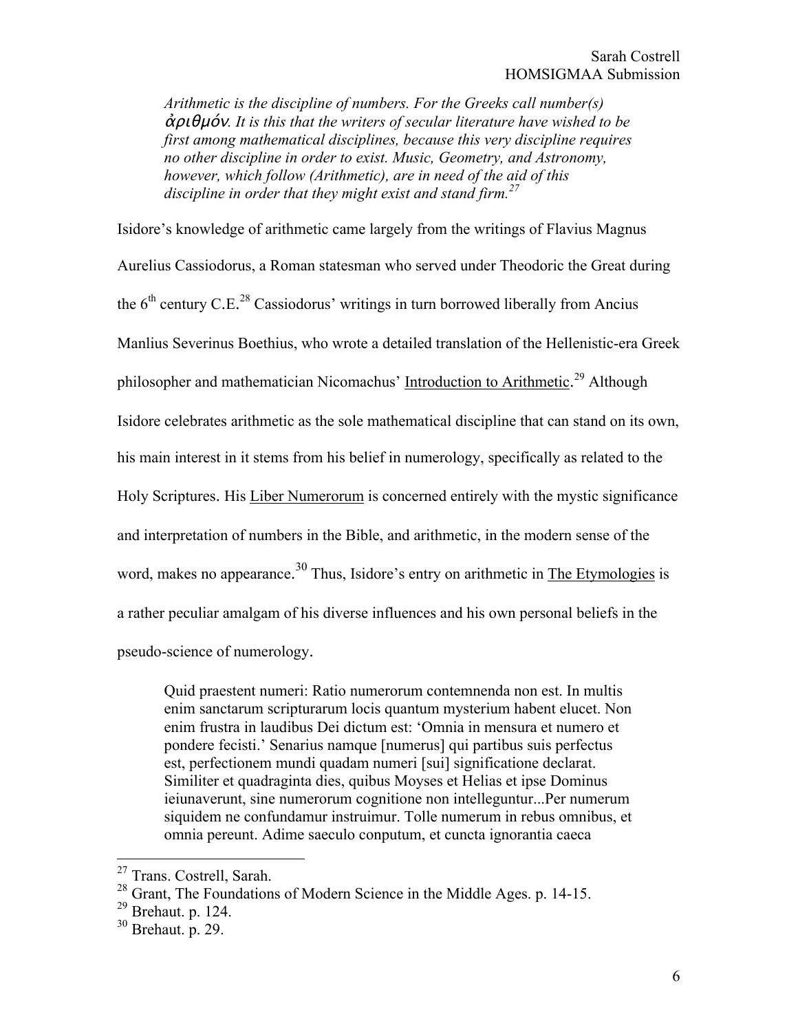> *Arithmetic is the discipline of numbers. For the Greeks call number(s) ἀριθμόν. It is this that the writers of secular literature have wished to be first among mathematical disciplines, because this very discipline requires no other discipline in order to exist. Music, Geometry, and Astronomy, however, which follow (Arithmetic), are in need of the aid of this discipline in order that they might exist and stand firm.*[27]

Isidore's knowledge of arithmetic came largely from the writings of Flavius Magnus Aurelius Cassiodorus, a Roman statesman who served under Theodoric the Great during the 6th century C.E.[28] Cassiodorus' writings in turn borrowed liberally from Ancius Manlius Severinus Boethius, who wrote a detailed translation of the Hellenistic-era Greek philosopher and mathematician Nicomachus' Introduction to Arithmetic.[29] Although Isidore celebrates arithmetic as the sole mathematical discipline that can stand on its own, his main interest in it stems from his belief in numerology, specifically as related to the Holy Scriptures. His Liber Numerorum is concerned entirely with the mystic significance and interpretation of numbers in the Bible, and arithmetic, in the modern sense of the word, makes no appearance.[30] Thus, Isidore's entry on arithmetic in The Etymologies is a rather peculiar amalgam of his diverse influences and his own personal beliefs in the pseudo-science of numerology.

> Quid praestent numeri: Ratio numerorum contemnenda non est. In multis enim sanctarum scripturarum locis quantum mysterium habent elucet. Non enim frustra in laudibus Dei dictum est: 'Omnia in mensura et numero et pondere fecisti.' Senarius namque [numerus] qui partibus suis perfectus est, perfectionem mundi quadam numeri [sui] significatione declarat. Similiter et quadraginta dies, quibus Moyses et Helias et ipse Dominus ieiunaverunt, sine numerorum cognitione non intelleguntur...Per numerum siquidem ne confundamur instruimur. Tolle numerum in rebus omnibus, et omnia pereunt. Adime saeculo conputum, et cuncta ignorantia caeca

---

[27] Trans. Costrell, Sarah.

[28] Grant, The Foundations of Modern Science in the Middle Ages. p. 14-15.

[29] Brehaut. p. 124.

[30] Brehaut. p. 29.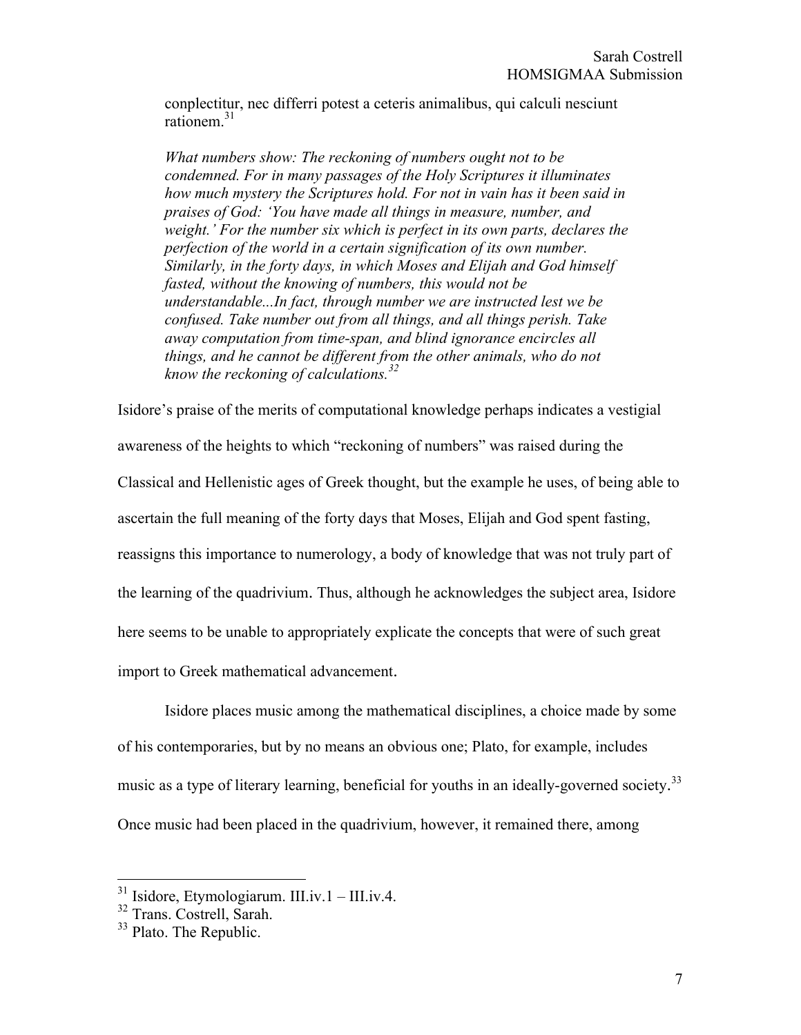> conplectitur, nec differri potest a ceteris animalibus, qui calculi nesciunt rationem.[31]
>
> *What numbers show: The reckoning of numbers ought not to be condemned. For in many passages of the Holy Scriptures it illuminates how much mystery the Scriptures hold. For not in vain has it been said in praises of God: 'You have made all things in measure, number, and weight.' For the number six which is perfect in its own parts, declares the perfection of the world in a certain signification of its own number. Similarly, in the forty days, in which Moses and Elijah and God himself fasted, without the knowing of numbers, this would not be understandable...In fact, through number we are instructed lest we be confused. Take number out from all things, and all things perish. Take away computation from time-span, and blind ignorance encircles all things, and he cannot be different from the other animals, who do not know the reckoning of calculations.*[32]

Isidore's praise of the merits of computational knowledge perhaps indicates a vestigial awareness of the heights to which "reckoning of numbers" was raised during the Classical and Hellenistic ages of Greek thought, but the example he uses, of being able to ascertain the full meaning of the forty days that Moses, Elijah and God spent fasting, reassigns this importance to numerology, a body of knowledge that was not truly part of the learning of the quadrivium. Thus, although he acknowledges the subject area, Isidore here seems to be unable to appropriately explicate the concepts that were of such great import to Greek mathematical advancement.

Isidore places music among the mathematical disciplines, a choice made by some of his contemporaries, but by no means an obvious one; Plato, for example, includes music as a type of literary learning, beneficial for youths in an ideally-governed society.[33] Once music had been placed in the quadrivium, however, it remained there, among

---

[31] Isidore, Etymologiarum. III.iv.1 – III.iv.4.

[32] Trans. Costrell, Sarah.

[33] Plato. The Republic.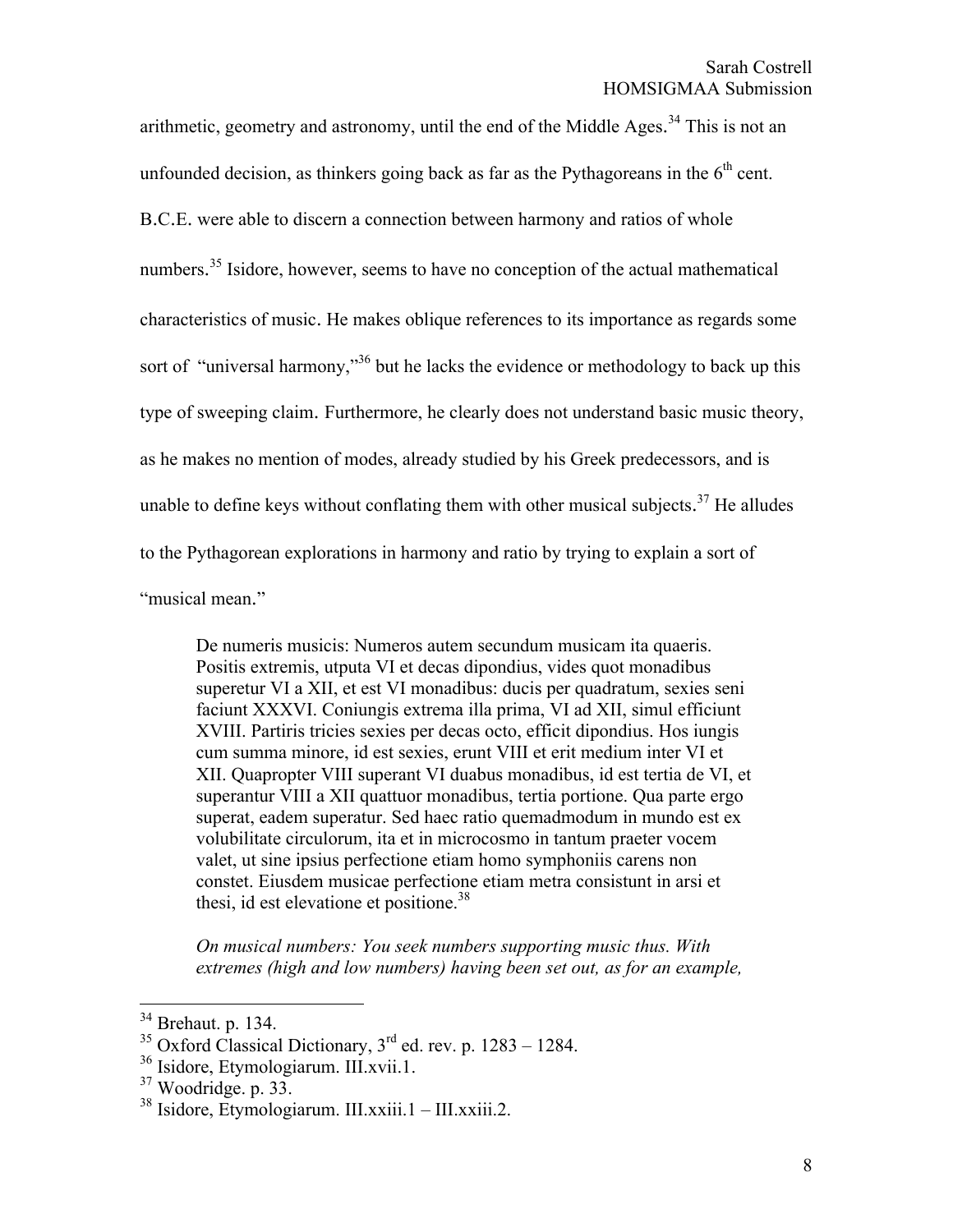arithmetic, geometry and astronomy, until the end of the Middle Ages.[34] This is not an unfounded decision, as thinkers going back as far as the Pythagoreans in the 6th cent. B.C.E. were able to discern a connection between harmony and ratios of whole numbers.[35] Isidore, however, seems to have no conception of the actual mathematical characteristics of music. He makes oblique references to its importance as regards some sort of "universal harmony,"[36] but he lacks the evidence or methodology to back up this type of sweeping claim. Furthermore, he clearly does not understand basic music theory, as he makes no mention of modes, already studied by his Greek predecessors, and is unable to define keys without conflating them with other musical subjects.[37] He alludes to the Pythagorean explorations in harmony and ratio by trying to explain a sort of "musical mean."

> De numeris musicis: Numeros autem secundum musicam ita quaeris. Positis extremis, utputa VI et decas dipondius, vides quot monadibus superetur VI a XII, et est VI monadibus: ducis per quadratum, sexies seni faciunt XXXVI. Coniungis extrema illa prima, VI ad XII, simul efficiunt XVIII. Partiris tricies sexies per decas octo, efficit dipondius. Hos iungis cum summa minore, id est sexies, erunt VIII et erit medium inter VI et XII. Quapropter VIII superant VI duabus monadibus, id est tertia de VI, et superantur VIII a XII quattuor monadibus, tertia portione. Qua parte ergo superat, eadem superatur. Sed haec ratio quemadmodum in mundo est ex volubilitate circulorum, ita et in microcosmo in tantum praeter vocem valet, ut sine ipsius perfectione etiam homo symphoniis carens non constet. Eiusdem musicae perfectione etiam metra consistunt in arsi et thesi, id est elevatione et positione.[38]
>
> *On musical numbers: You seek numbers supporting music thus. With extremes (high and low numbers) having been set out, as for an example,*

[34] Brehaut. p. 134.

[35] Oxford Classical Dictionary, 3rd ed. rev. p. 1283 – 1284.

[36] Isidore, Etymologiarum. III.xvii.1.

[37] Woodridge. p. 33.

[38] Isidore, Etymologiarum. III.xxiii.1 – III.xxiii.2.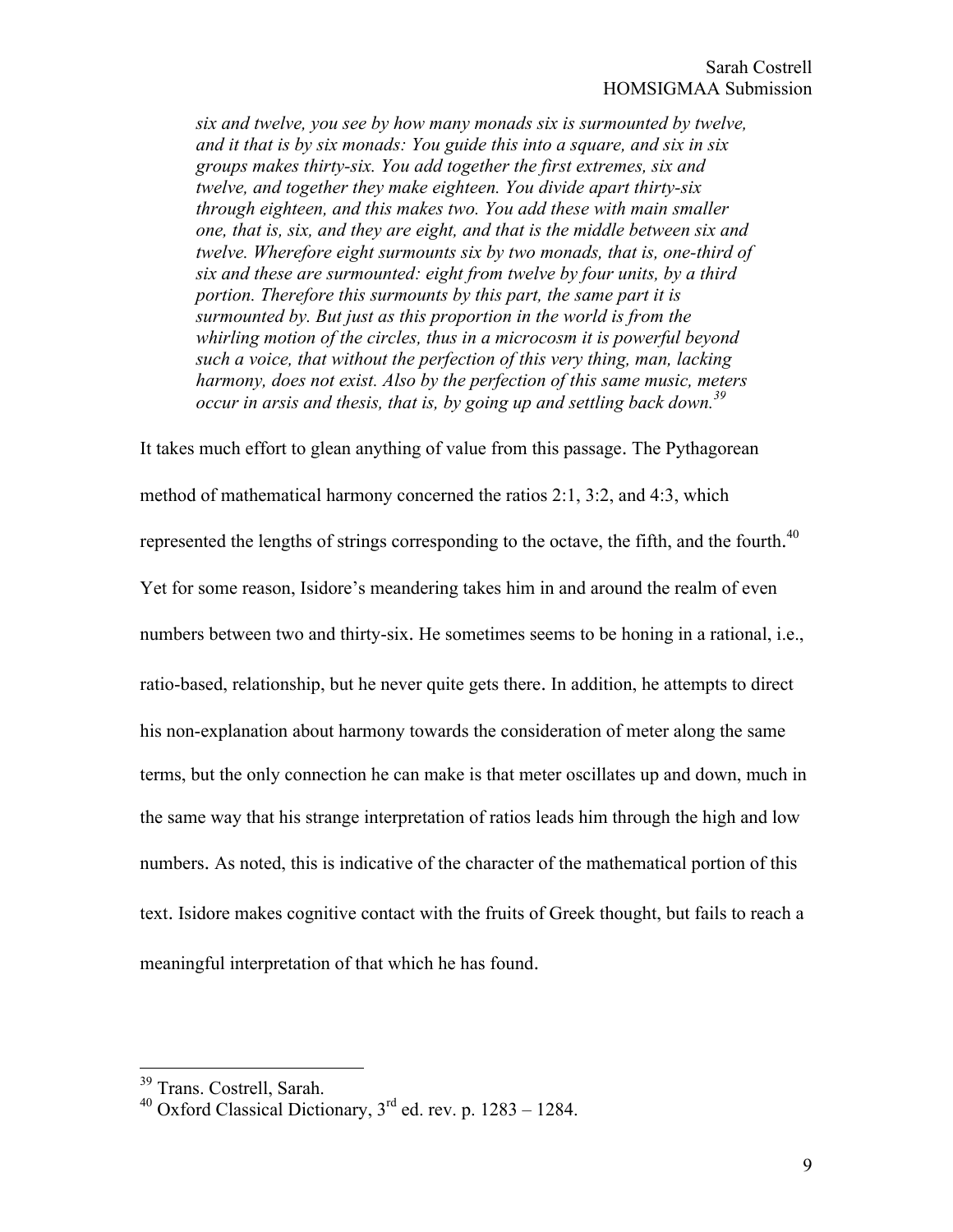> *six and twelve, you see by how many monads six is surmounted by twelve, and it that is by six monads: You guide this into a square, and six in six groups makes thirty-six. You add together the first extremes, six and twelve, and together they make eighteen. You divide apart thirty-six through eighteen, and this makes two. You add these with main smaller one, that is, six, and they are eight, and that is the middle between six and twelve. Wherefore eight surmounts six by two monads, that is, one-third of six and these are surmounted: eight from twelve by four units, by a third portion. Therefore this surmounts by this part, the same part it is surmounted by. But just as this proportion in the world is from the whirling motion of the circles, thus in a microcosm it is powerful beyond such a voice, that without the perfection of this very thing, man, lacking harmony, does not exist. Also by the perfection of this same music, meters occur in arsis and thesis, that is, by going up and settling back down.*[39]

It takes much effort to glean anything of value from this passage. The Pythagorean method of mathematical harmony concerned the ratios 2:1, 3:2, and 4:3, which represented the lengths of strings corresponding to the octave, the fifth, and the fourth.[40] Yet for some reason, Isidore's meandering takes him in and around the realm of even numbers between two and thirty-six. He sometimes seems to be honing in a rational, i.e., ratio-based, relationship, but he never quite gets there. In addition, he attempts to direct his non-explanation about harmony towards the consideration of meter along the same terms, but the only connection he can make is that meter oscillates up and down, much in the same way that his strange interpretation of ratios leads him through the high and low numbers. As noted, this is indicative of the character of the mathematical portion of this text. Isidore makes cognitive contact with the fruits of Greek thought, but fails to reach a meaningful interpretation of that which he has found.

---

[39] Trans. Costrell, Sarah.

[40] Oxford Classical Dictionary, 3rd ed. rev. p. 1283 – 1284.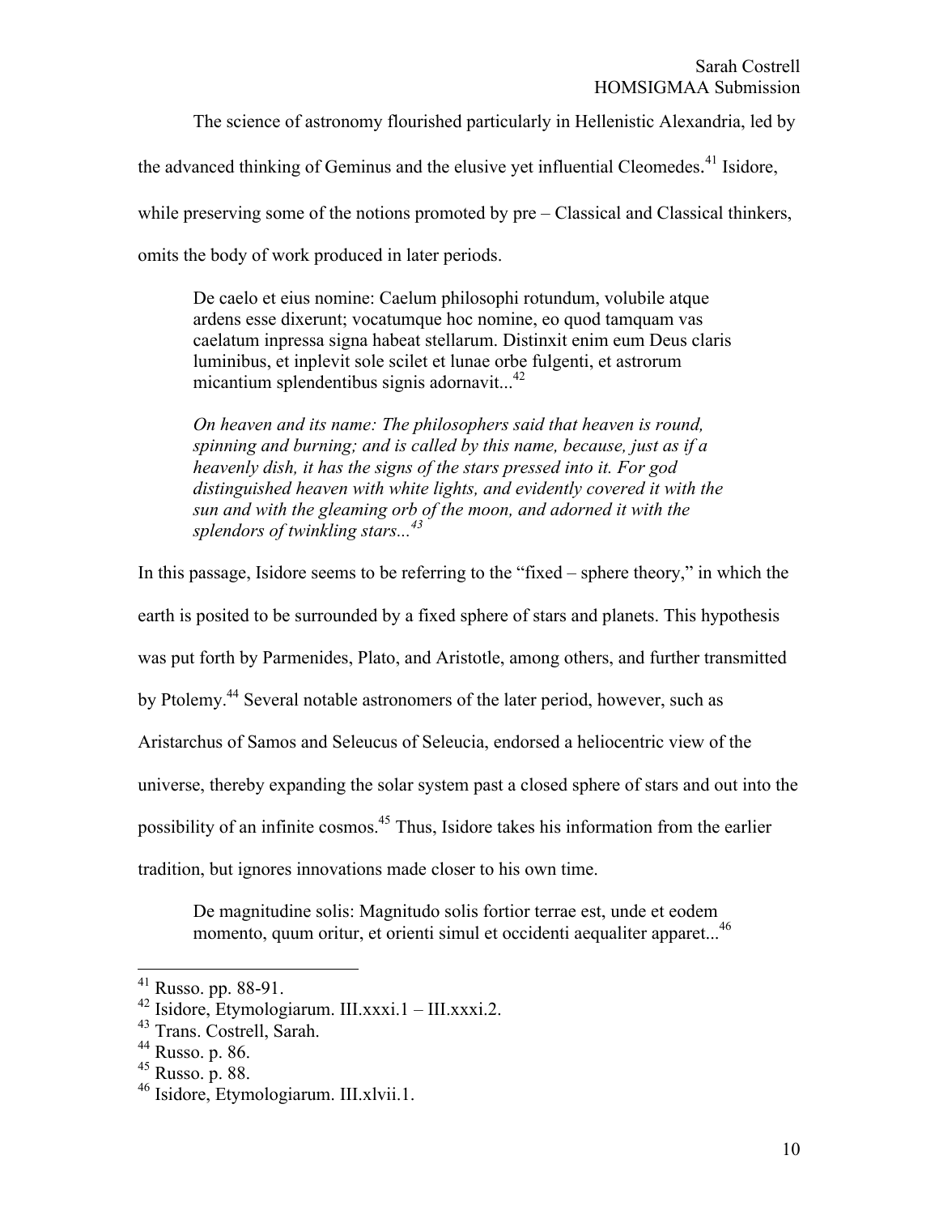The science of astronomy flourished particularly in Hellenistic Alexandria, led by the advanced thinking of Geminus and the elusive yet influential Cleomedes.[41] Isidore, while preserving some of the notions promoted by pre – Classical and Classical thinkers, omits the body of work produced in later periods.

> De caelo et eius nomine: Caelum philosophi rotundum, volubile atque ardens esse dixerunt; vocatumque hoc nomine, eo quod tamquam vas caelatum inpressa signa habeat stellarum. Distinxit enim eum Deus claris luminibus, et inplevit sole scilet et lunae orbe fulgenti, et astrorum micantium splendentibus signis adornavit...[42]
>
> *On heaven and its name: The philosophers said that heaven is round, spinning and burning; and is called by this name, because, just as if a heavenly dish, it has the signs of the stars pressed into it. For god distinguished heaven with white lights, and evidently covered it with the sun and with the gleaming orb of the moon, and adorned it with the splendors of twinkling stars...*[43]

In this passage, Isidore seems to be referring to the "fixed – sphere theory," in which the earth is posited to be surrounded by a fixed sphere of stars and planets. This hypothesis was put forth by Parmenides, Plato, and Aristotle, among others, and further transmitted by Ptolemy.[44] Several notable astronomers of the later period, however, such as Aristarchus of Samos and Seleucus of Seleucia, endorsed a heliocentric view of the universe, thereby expanding the solar system past a closed sphere of stars and out into the possibility of an infinite cosmos.[45] Thus, Isidore takes his information from the earlier tradition, but ignores innovations made closer to his own time.

> De magnitudine solis: Magnitudo solis fortior terrae est, unde et eodem momento, quum oritur, et orienti simul et occidenti aequaliter apparet...[46]

---

[41] Russo. pp. 88-91.

[42] Isidore, Etymologiarum. III.xxxi.1 – III.xxxi.2.

[43] Trans. Costrell, Sarah.

[44] Russo. p. 86.

[45] Russo. p. 88.

[46] Isidore, Etymologiarum. III.xlvii.1.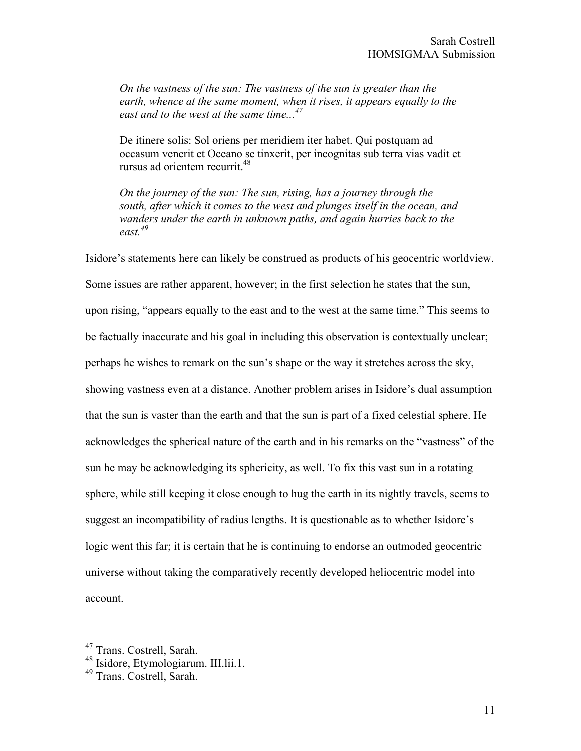> *On the vastness of the sun: The vastness of the sun is greater than the earth, whence at the same moment, when it rises, it appears equally to the east and to the west at the same time...*[47]
>
> De itinere solis: Sol oriens per meridiem iter habet. Qui postquam ad occasum venerit et Oceano se tinxerit, per incognitas sub terra vias vadit et rursus ad orientem recurrit.[48]
>
> *On the journey of the sun: The sun, rising, has a journey through the south, after which it comes to the west and plunges itself in the ocean, and wanders under the earth in unknown paths, and again hurries back to the east.*[49]

Isidore's statements here can likely be construed as products of his geocentric worldview. Some issues are rather apparent, however; in the first selection he states that the sun, upon rising, "appears equally to the east and to the west at the same time." This seems to be factually inaccurate and his goal in including this observation is contextually unclear; perhaps he wishes to remark on the sun's shape or the way it stretches across the sky, showing vastness even at a distance. Another problem arises in Isidore's dual assumption that the sun is vaster than the earth and that the sun is part of a fixed celestial sphere. He acknowledges the spherical nature of the earth and in his remarks on the "vastness" of the sun he may be acknowledging its sphericity, as well. To fix this vast sun in a rotating sphere, while still keeping it close enough to hug the earth in its nightly travels, seems to suggest an incompatibility of radius lengths. It is questionable as to whether Isidore's logic went this far; it is certain that he is continuing to endorse an outmoded geocentric universe without taking the comparatively recently developed heliocentric model into account.

---

[47] Trans. Costrell, Sarah.

[48] Isidore, Etymologiarum. III.lii.1.

[49] Trans. Costrell, Sarah.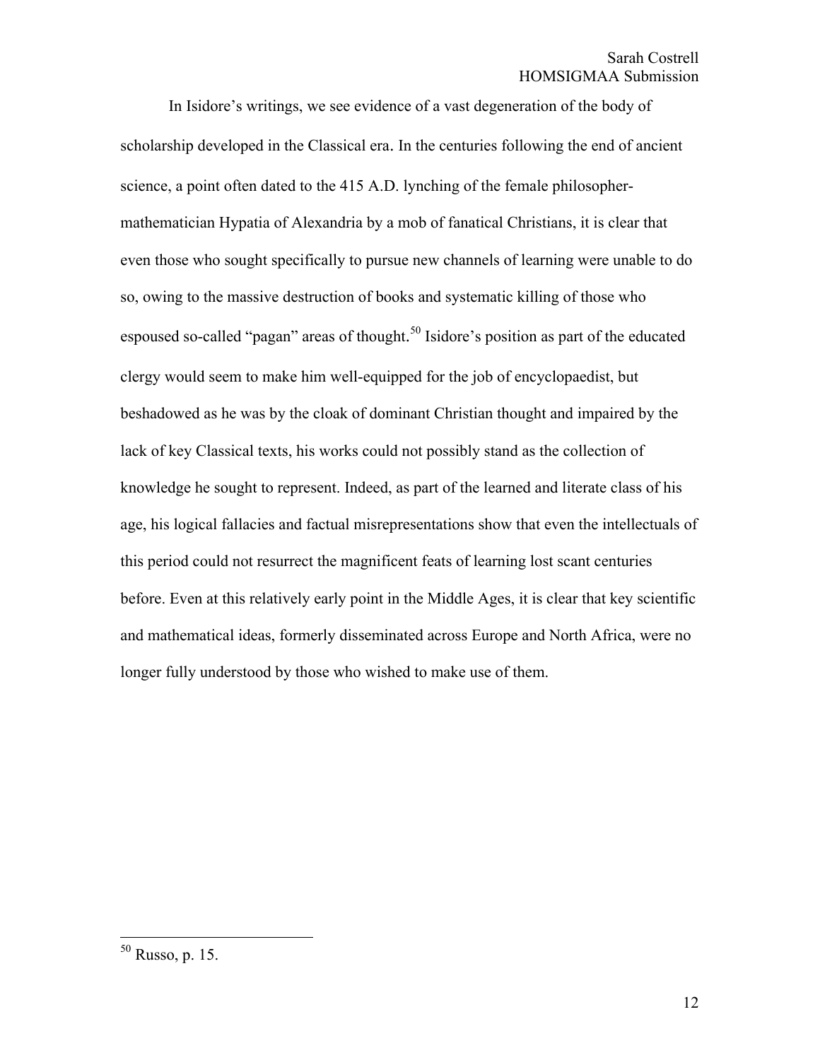In Isidore's writings, we see evidence of a vast degeneration of the body of scholarship developed in the Classical era. In the centuries following the end of ancient science, a point often dated to the 415 A.D. lynching of the female philosopher-mathematician Hypatia of Alexandria by a mob of fanatical Christians, it is clear that even those who sought specifically to pursue new channels of learning were unable to do so, owing to the massive destruction of books and systematic killing of those who espoused so-called "pagan" areas of thought.[50] Isidore's position as part of the educated clergy would seem to make him well-equipped for the job of encyclopaedist, but beshadowed as he was by the cloak of dominant Christian thought and impaired by the lack of key Classical texts, his works could not possibly stand as the collection of knowledge he sought to represent. Indeed, as part of the learned and literate class of his age, his logical fallacies and factual misrepresentations show that even the intellectuals of this period could not resurrect the magnificent feats of learning lost scant centuries before. Even at this relatively early point in the Middle Ages, it is clear that key scientific and mathematical ideas, formerly disseminated across Europe and North Africa, were no longer fully understood by those who wished to make use of them.

---

[50] Russo, p. 15.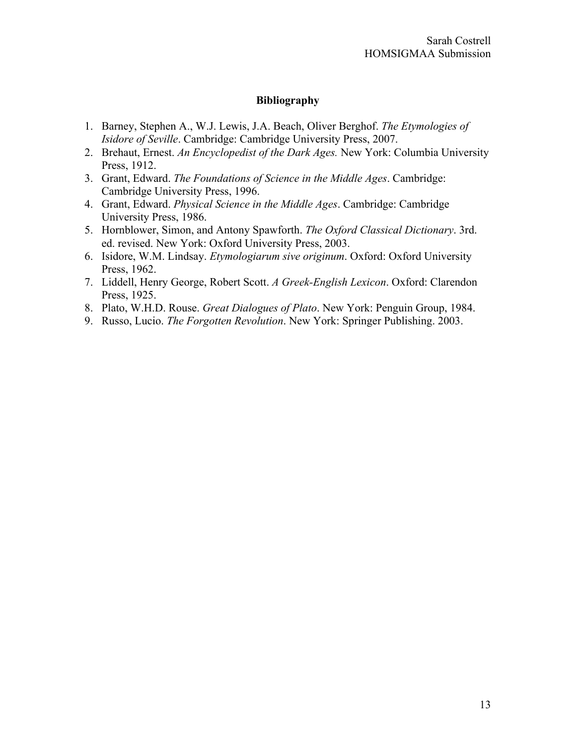## Bibliography

1. Barney, Stephen A., W.J. Lewis, J.A. Beach, Oliver Berghof. *The Etymologies of Isidore of Seville*. Cambridge: Cambridge University Press, 2007.
2. Brehaut, Ernest. *An Encyclopedist of the Dark Ages.* New York: Columbia University Press, 1912.
3. Grant, Edward. *The Foundations of Science in the Middle Ages*. Cambridge: Cambridge University Press, 1996.
4. Grant, Edward. *Physical Science in the Middle Ages*. Cambridge: Cambridge University Press, 1986.
5. Hornblower, Simon, and Antony Spawforth. *The Oxford Classical Dictionary*. 3rd. ed. revised. New York: Oxford University Press, 2003.
6. Isidore, W.M. Lindsay. *Etymologiarum sive originum*. Oxford: Oxford University Press, 1962.
7. Liddell, Henry George, Robert Scott. *A Greek-English Lexicon*. Oxford: Clarendon Press, 1925.
8. Plato, W.H.D. Rouse. *Great Dialogues of Plato*. New York: Penguin Group, 1984.
9. Russo, Lucio. *The Forgotten Revolution*. New York: Springer Publishing. 2003.